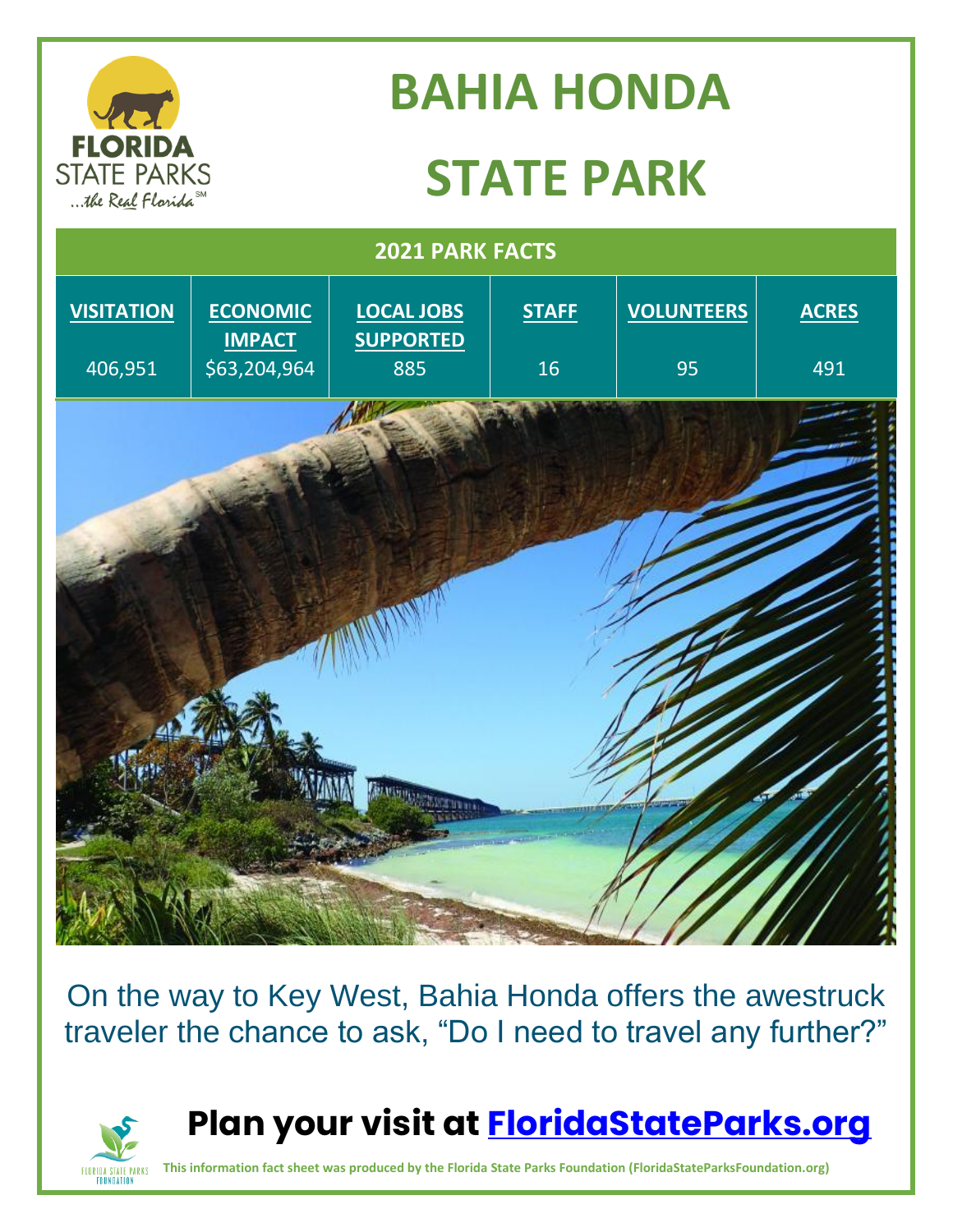# BAHIA HONDA STATE PARK

| 2021 PARK FACTS | | | | | |
|---|---|---|---|---|---|
| **VISITATION** | **ECONOMIC IMPACT** | **LOCAL JOBS SUPPORTED** | **STAFF** | **VOLUNTEERS** | **ACRES** |
| 406,951 | $63,204,964 | 885 | 16 | 95 | 491 |

On the way to Key West, Bahia Honda offers the awestruck traveler the chance to ask, "Do I need to travel any further?"

## Plan your visit at [FloridaStateParks.org](FloridaStateParks.org)

**This information fact sheet was produced by the Florida State Parks Foundation (FloridaStateParksFoundation.org)**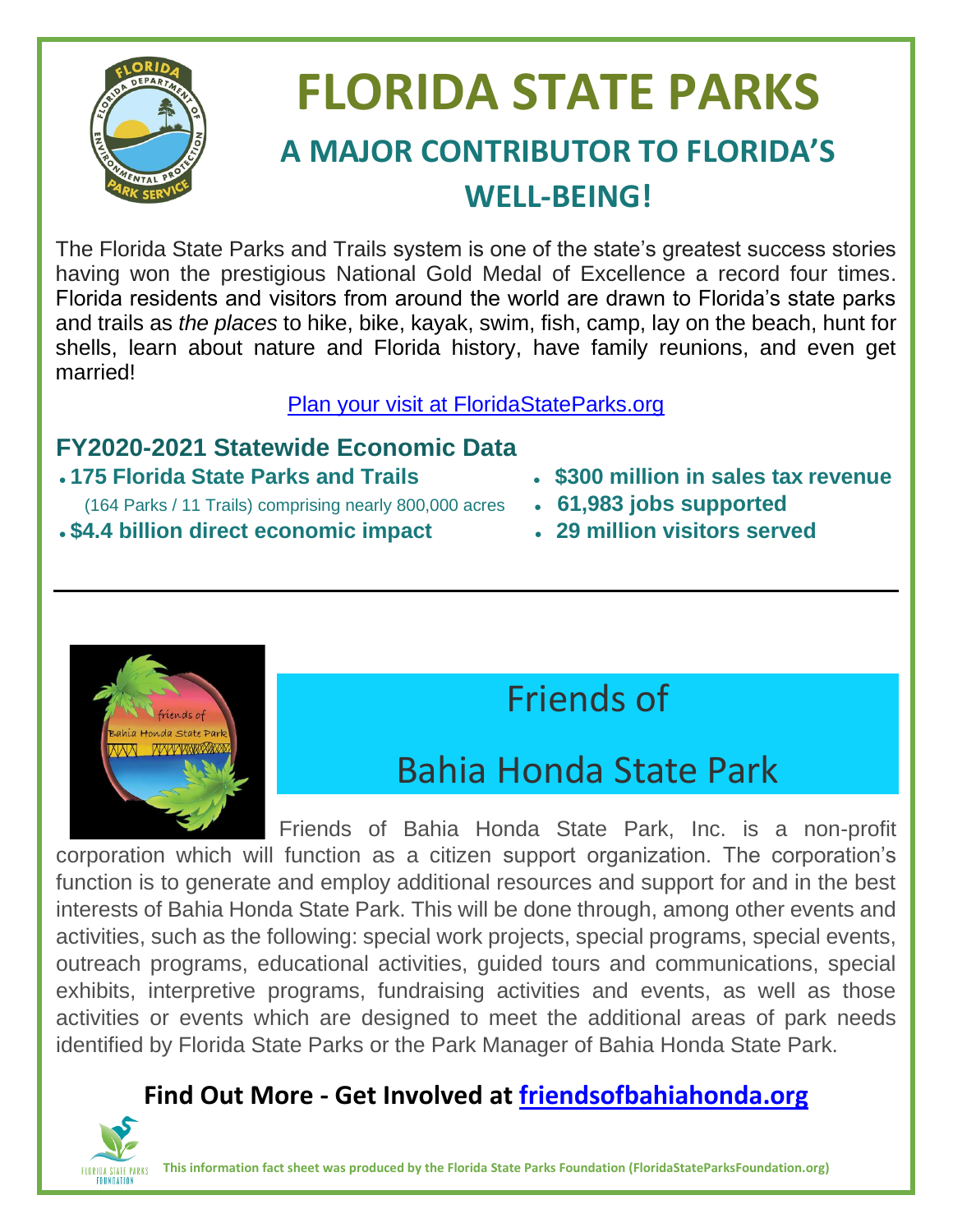# FLORIDA STATE PARKS

## A MAJOR CONTRIBUTOR TO FLORIDA'S WELL-BEING!

The Florida State Parks and Trails system is one of the state's greatest success stories having won the prestigious National Gold Medal of Excellence a record four times. Florida residents and visitors from around the world are drawn to Florida's state parks and trails as *the places* to hike, bike, kayak, swim, fish, camp, lay on the beach, hunt for shells, learn about nature and Florida history, have family reunions, and even get married!

[Plan your visit at FloridaStateParks.org](https://FloridaStateParks.org)

### FY2020-2021 Statewide Economic Data

- **175 Florida State Parks and Trails**
  (164 Parks / 11 Trails) comprising nearly 800,000 acres
- **$4.4 billion direct economic impact**
- **$300 million in sales tax revenue**
- **61,983 jobs supported**
- **29 million visitors served**

---

## Friends of Bahia Honda State Park

Friends of Bahia Honda State Park, Inc. is a non-profit corporation which will function as a citizen support organization. The corporation's function is to generate and employ additional resources and support for and in the best interests of Bahia Honda State Park. This will be done through, among other events and activities, such as the following: special work projects, special programs, special events, outreach programs, educational activities, guided tours and communications, special exhibits, interpretive programs, fundraising activities and events, as well as those activities or events which are designed to meet the additional areas of park needs identified by Florida State Parks or the Park Manager of Bahia Honda State Park.

**Find Out More - Get Involved at [friendsofbahiahonda.org](https://friendsofbahiahonda.org)**

**This information fact sheet was produced by the Florida State Parks Foundation (FloridaStateParksFoundation.org)**